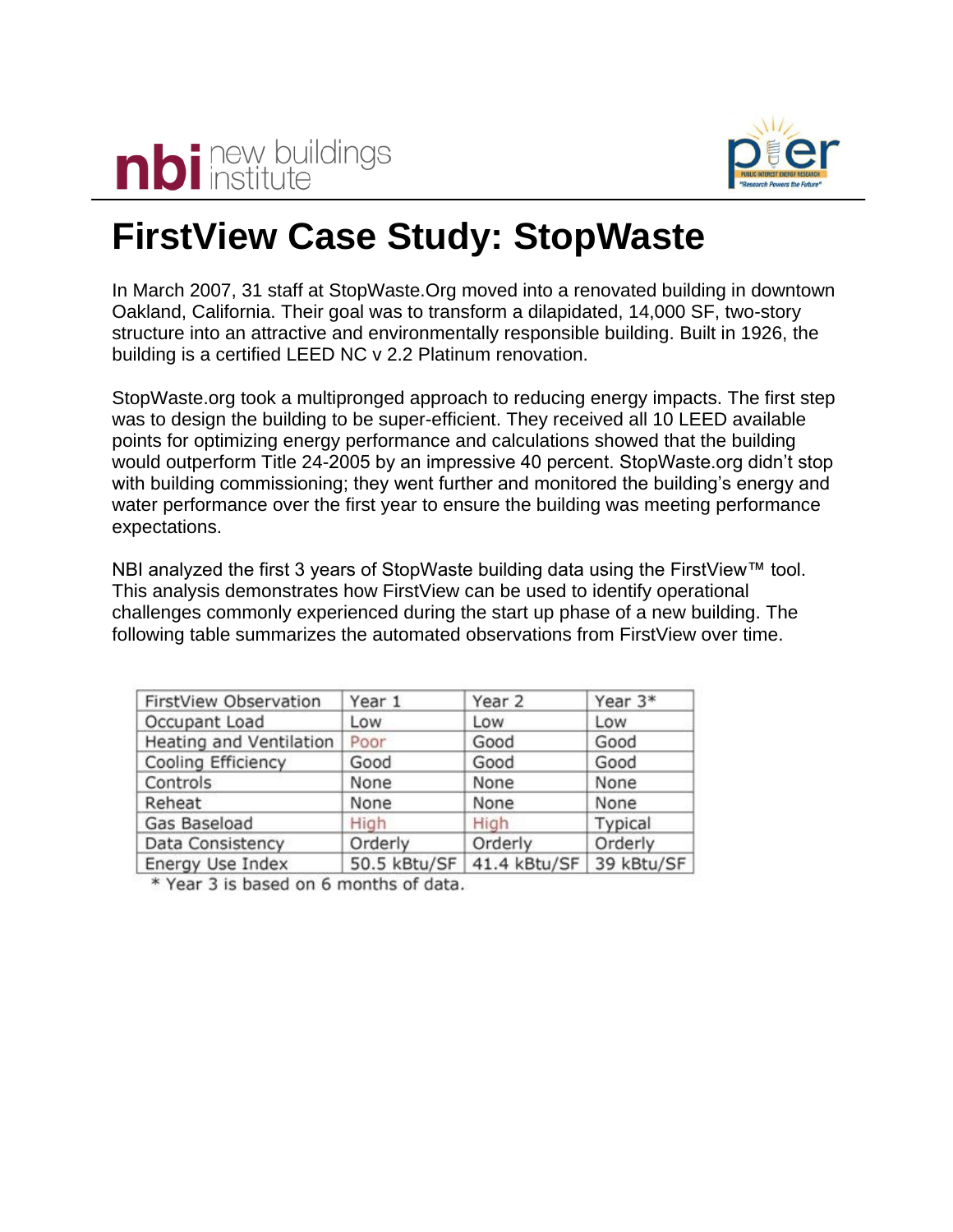# FirstView Case Study: StopWaste

In March 2007, 31 staff at StopWaste.Org moved into a renovated building in downtown Oakland, California. Their goal was to transform a dilapidated, 14,000 SF, two-story structure into an attractive and environmentally responsible building. Built in 1926, the building is a certified LEED NC v 2.2 Platinum renovation.

StopWaste.org took a multipronged approach to reducing energy impacts. The first step was to design the building to be super-efficient. They received all 10 LEED available points for optimizing energy performance and calculations showed that the building would outperform Title 24-2005 by an impressive 40 percent. StopWaste.org didn't stop with building commissioning; they went further and monitored the building's energy and water performance over the first year to ensure the building was meeting performance expectations.

NBI analyzed the first 3 years of StopWaste building data using the FirstView™ tool. This analysis demonstrates how FirstView can be used to identify operational challenges commonly experienced during the start up phase of a new building. The following table summarizes the automated observations from FirstView over time.

| FirstView Observation | Year 1 | Year 2 | Year 3* |
|---|---|---|---|
| Occupant Load | Low | Low | Low |
| Heating and Ventilation | Poor | Good | Good |
| Cooling Efficiency | Good | Good | Good |
| Controls | None | None | None |
| Reheat | None | None | None |
| Gas Baseload | High | High | Typical |
| Data Consistency | Orderly | Orderly | Orderly |
| Energy Use Index | 50.5 kBtu/SF | 41.4 kBtu/SF | 39 kBtu/SF |

* Year 3 is based on 6 months of data.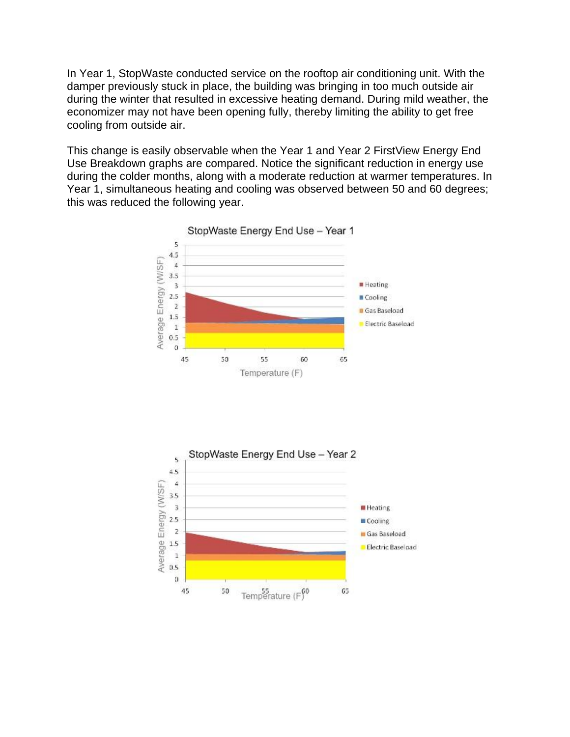In Year 1, StopWaste conducted service on the rooftop air conditioning unit. With the damper previously stuck in place, the building was bringing in too much outside air during the winter that resulted in excessive heating demand. During mild weather, the economizer may not have been opening fully, thereby limiting the ability to get free cooling from outside air.

This change is easily observable when the Year 1 and Year 2 FirstView Energy End Use Breakdown graphs are compared. Notice the significant reduction in energy use during the colder months, along with a moderate reduction at warmer temperatures. In Year 1, simultaneous heating and cooling was observed between 50 and 60 degrees; this was reduced the following year.

StopWaste Energy End Use – Year 1

Average Energy (W/SF)

5
4.5
4
3.5
3
2.5
2
1.5
1
0.5
0

45 50 55 60 65

Temperature (F)

Heating
Cooling
Gas Baseload
Electric Baseload

StopWaste Energy End Use – Year 2

Average Energy (W/SF)

5
4.5
4
3.5
3
2.5
2
1.5
1
0.5
0

45 50 55 60 65

Temperature (F)

Heating
Cooling
Gas Baseload
Electric Baseload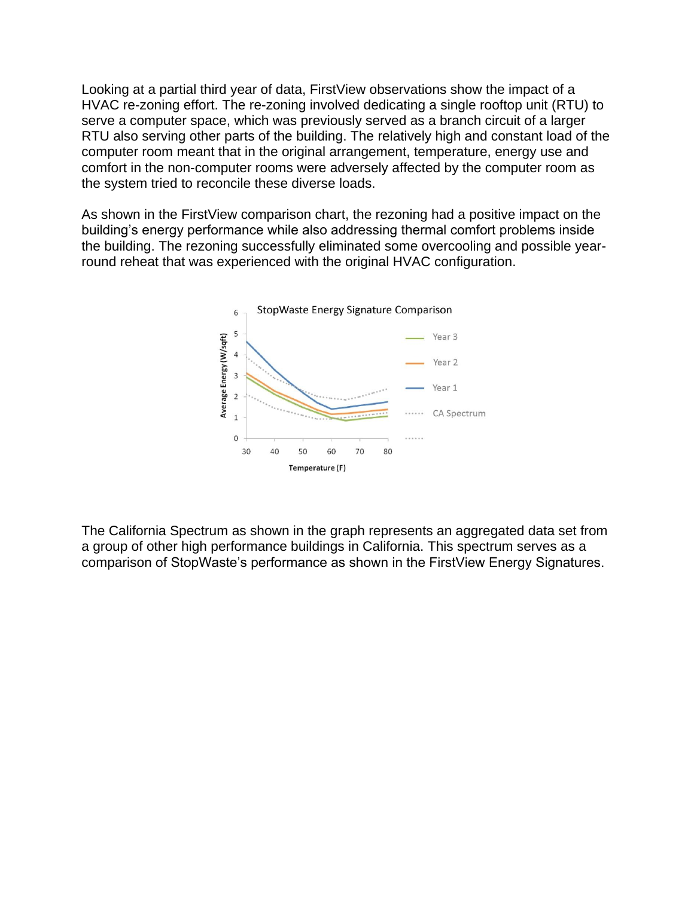Looking at a partial third year of data, FirstView observations show the impact of a HVAC re-zoning effort. The re-zoning involved dedicating a single rooftop unit (RTU) to serve a computer space, which was previously served as a branch circuit of a larger RTU also serving other parts of the building. The relatively high and constant load of the computer room meant that in the original arrangement, temperature, energy use and comfort in the non-computer rooms were adversely affected by the computer room as the system tried to reconcile these diverse loads.

As shown in the FirstView comparison chart, the rezoning had a positive impact on the building's energy performance while also addressing thermal comfort problems inside the building. The rezoning successfully eliminated some overcooling and possible year-round reheat that was experienced with the original HVAC configuration.

StopWaste Energy Signature Comparison

Average Energy (W/sqft)

0
1
2
3
4
5
6

30
40
50
60
70
80

Temperature (F)

Year 3
Year 2
Year 1
CA Spectrum

The California Spectrum as shown in the graph represents an aggregated data set from a group of other high performance buildings in California. This spectrum serves as a comparison of StopWaste's performance as shown in the FirstView Energy Signatures.